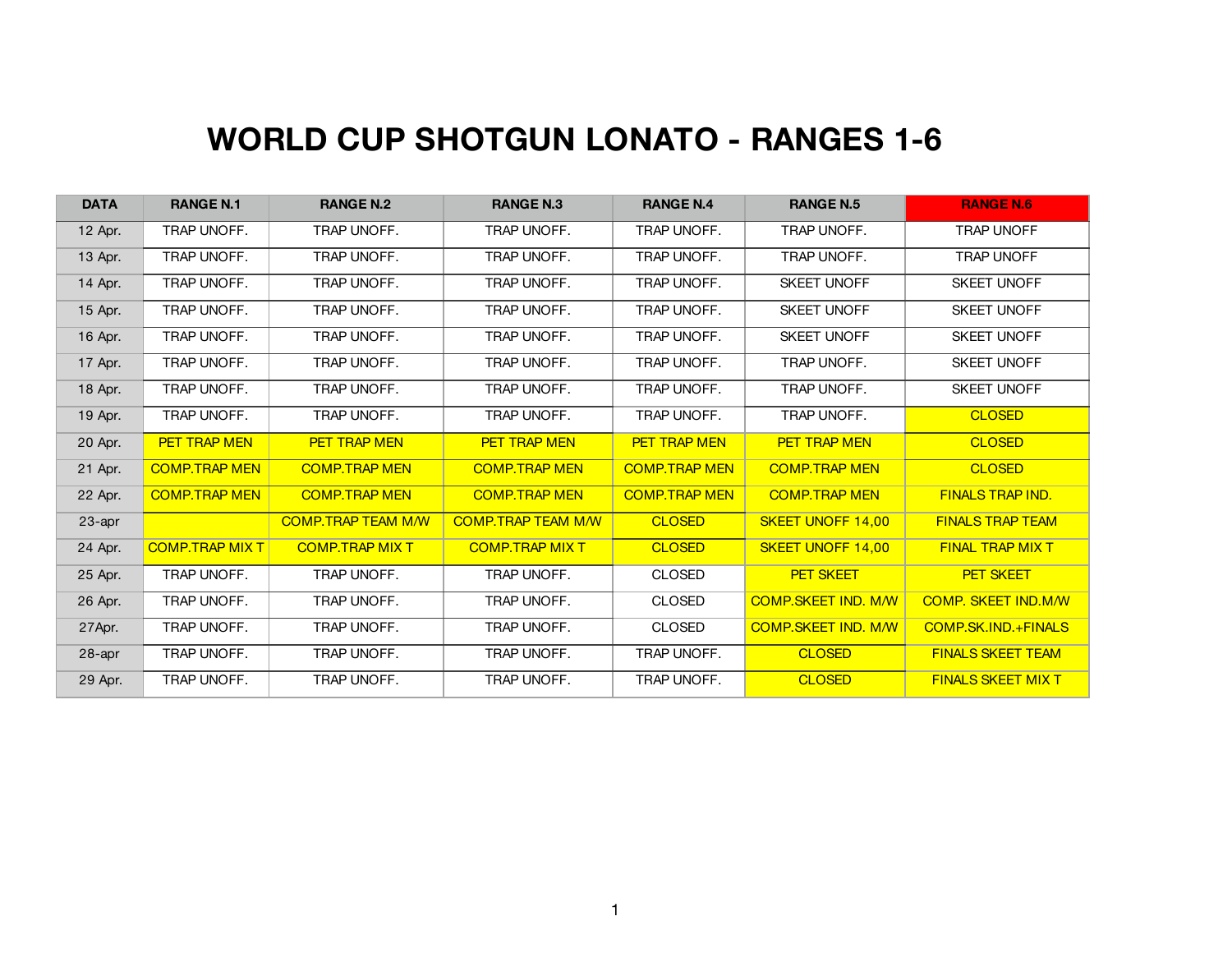# WORLD CUP SHOTGUN LONATO - RANGES 1-6

| DATA | RANGE N.1 | RANGE N.2 | RANGE N.3 | RANGE N.4 | RANGE N.5 | RANGE N.6 |
|---|---|---|---|---|---|---|
| 12 Apr. | TRAP UNOFF. | TRAP UNOFF. | TRAP UNOFF. | TRAP UNOFF. | TRAP UNOFF. | TRAP UNOFF |
| 13 Apr. | TRAP UNOFF. | TRAP UNOFF. | TRAP UNOFF. | TRAP UNOFF. | TRAP UNOFF. | TRAP UNOFF |
| 14 Apr. | TRAP UNOFF. | TRAP UNOFF. | TRAP UNOFF. | TRAP UNOFF. | SKEET UNOFF | SKEET UNOFF |
| 15 Apr. | TRAP UNOFF. | TRAP UNOFF. | TRAP UNOFF. | TRAP UNOFF. | SKEET UNOFF | SKEET UNOFF |
| 16 Apr. | TRAP UNOFF. | TRAP UNOFF. | TRAP UNOFF. | TRAP UNOFF. | SKEET UNOFF | SKEET UNOFF |
| 17 Apr. | TRAP UNOFF. | TRAP UNOFF. | TRAP UNOFF. | TRAP UNOFF. | TRAP UNOFF. | SKEET UNOFF |
| 18 Apr. | TRAP UNOFF. | TRAP UNOFF. | TRAP UNOFF. | TRAP UNOFF. | TRAP UNOFF. | SKEET UNOFF |
| 19 Apr. | TRAP UNOFF. | TRAP UNOFF. | TRAP UNOFF. | TRAP UNOFF. | TRAP UNOFF. | CLOSED |
| 20 Apr. | PET TRAP MEN | PET TRAP MEN | PET TRAP MEN | PET TRAP MEN | PET TRAP MEN | CLOSED |
| 21 Apr. | COMP.TRAP MEN | COMP.TRAP MEN | COMP.TRAP MEN | COMP.TRAP MEN | COMP.TRAP MEN | CLOSED |
| 22 Apr. | COMP.TRAP MEN | COMP.TRAP MEN | COMP.TRAP MEN | COMP.TRAP MEN | COMP.TRAP MEN | FINALS TRAP IND. |
| 23-apr | | COMP.TRAP TEAM M/W | COMP.TRAP TEAM M/W | CLOSED | SKEET UNOFF 14,00 | FINALS TRAP TEAM |
| 24 Apr. | COMP.TRAP MIX T | COMP.TRAP MIX T | COMP.TRAP MIX T | CLOSED | SKEET UNOFF 14,00 | FINAL TRAP MIX T |
| 25 Apr. | TRAP UNOFF. | TRAP UNOFF. | TRAP UNOFF. | CLOSED | PET SKEET | PET SKEET |
| 26 Apr. | TRAP UNOFF. | TRAP UNOFF. | TRAP UNOFF. | CLOSED | COMP.SKEET IND. M/W | COMP. SKEET IND.M/W |
| 27Apr. | TRAP UNOFF. | TRAP UNOFF. | TRAP UNOFF. | CLOSED | COMP.SKEET IND. M/W | COMP.SK.IND.+FINALS |
| 28-apr | TRAP UNOFF. | TRAP UNOFF. | TRAP UNOFF. | TRAP UNOFF. | CLOSED | FINALS SKEET TEAM |
| 29 Apr. | TRAP UNOFF. | TRAP UNOFF. | TRAP UNOFF. | TRAP UNOFF. | CLOSED | FINALS SKEET MIX T |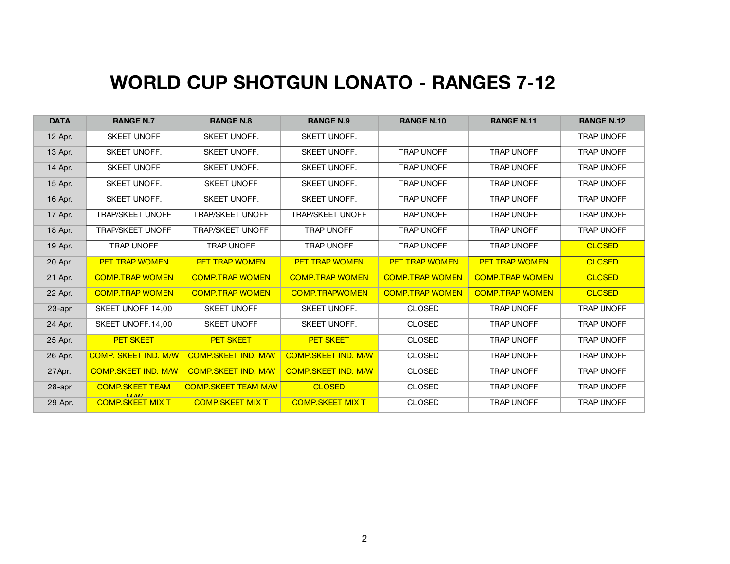# WORLD CUP SHOTGUN LONATO - RANGES 7-12

| DATA | RANGE N.7 | RANGE N.8 | RANGE N.9 | RANGE N.10 | RANGE N.11 | RANGE N.12 |
|---|---|---|---|---|---|---|
| 12 Apr. | SKEET UNOFF | SKEET UNOFF. | SKETT UNOFF. | | | TRAP UNOFF |
| 13 Apr. | SKEET UNOFF. | SKEET UNOFF. | SKEET UNOFF. | TRAP UNOFF | TRAP UNOFF | TRAP UNOFF |
| 14 Apr. | SKEET UNOFF | SKEET UNOFF. | SKEET UNOFF. | TRAP UNOFF | TRAP UNOFF | TRAP UNOFF |
| 15 Apr. | SKEET UNOFF. | SKEET UNOFF | SKEET UNOFF. | TRAP UNOFF | TRAP UNOFF | TRAP UNOFF |
| 16 Apr. | SKEET UNOFF. | SKEET UNOFF. | SKEET UNOFF. | TRAP UNOFF | TRAP UNOFF | TRAP UNOFF |
| 17 Apr. | TRAP/SKEET UNOFF | TRAP/SKEET UNOFF | TRAP/SKEET UNOFF | TRAP UNOFF | TRAP UNOFF | TRAP UNOFF |
| 18 Apr. | TRAP/SKEET UNOFF | TRAP/SKEET UNOFF | TRAP UNOFF | TRAP UNOFF | TRAP UNOFF | TRAP UNOFF |
| 19 Apr. | TRAP UNOFF | TRAP UNOFF | TRAP UNOFF | TRAP UNOFF | TRAP UNOFF | CLOSED |
| 20 Apr. | PET TRAP WOMEN | PET TRAP WOMEN | PET TRAP WOMEN | PET TRAP WOMEN | PET TRAP WOMEN | CLOSED |
| 21 Apr. | COMP.TRAP WOMEN | COMP.TRAP WOMEN | COMP.TRAP WOMEN | COMP.TRAP WOMEN | COMP.TRAP WOMEN | CLOSED |
| 22 Apr. | COMP.TRAP WOMEN | COMP.TRAP WOMEN | COMP.TRAPWOMEN | COMP.TRAP WOMEN | COMP.TRAP WOMEN | CLOSED |
| 23-apr | SKEET UNOFF 14,00 | SKEET UNOFF | SKEET UNOFF. | CLOSED | TRAP UNOFF | TRAP UNOFF |
| 24 Apr. | SKEET UNOFF.14,00 | SKEET UNOFF | SKEET UNOFF. | CLOSED | TRAP UNOFF | TRAP UNOFF |
| 25 Apr. | PET SKEET | PET SKEET | PET SKEET | CLOSED | TRAP UNOFF | TRAP UNOFF |
| 26 Apr. | COMP. SKEET IND. M/W | COMP.SKEET IND. M/W | COMP.SKEET IND. M/W | CLOSED | TRAP UNOFF | TRAP UNOFF |
| 27Apr. | COMP.SKEET IND. M/W | COMP.SKEET IND. M/W | COMP.SKEET IND. M/W | CLOSED | TRAP UNOFF | TRAP UNOFF |
| 28-apr | COMP.SKEET TEAM M/W | COMP.SKEET TEAM M/W | CLOSED | CLOSED | TRAP UNOFF | TRAP UNOFF |
| 29 Apr. | COMP.SKEET MIX T | COMP.SKEET MIX T | COMP.SKEET MIX T | CLOSED | TRAP UNOFF | TRAP UNOFF |